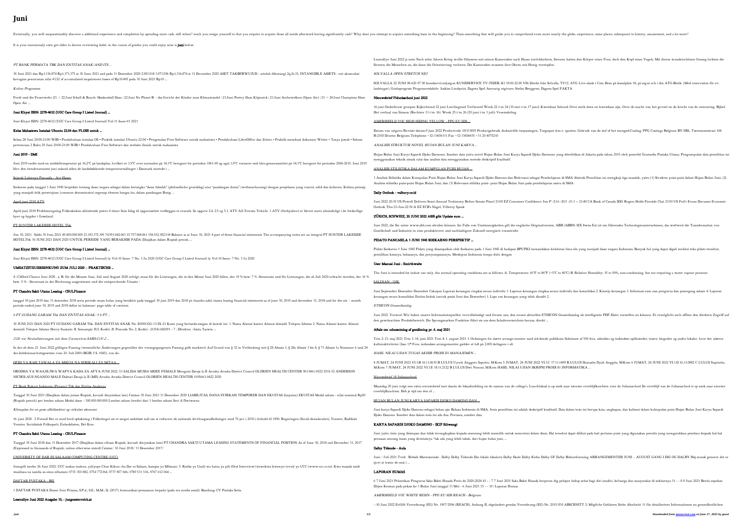# Juni

Eventually, you will unquestionably discover a additional experience and completion by spending more cash. still when? reach you resign yourself to that you require to acquire those all needs afterward having significantly cash? Why dont you attempt to acquire something basic in the beginning? Thats something that will guide you to comprehend even more nearly the globe, experience, some places, subsequent to history, amusement, and a lot more?

It is your enormously own get older to decree reviewing habit. in the course of guides you could enjoy now is **juni** below.

*PT BANK PERMATA TBK DAN ENTITAS ANAK/AND ITS ...*

30 Juni 2021 dan Rp1.136.874 Rp1,371,375 at 30 June 2021 and pada 31 Desember 2020 2.983.018 3.073.596 Rp1,136,874 at 31 December 2020 ASET TAKBERWUJUD - setelah dikurangi 2q,2t,15, INTANGIBLE ASSETS - net akumulasi kerugian penurunan nilai 43,52 of accumulated impairment losses of Rp10.495 pada 30 Juni 2021 Rp10 ...

*Kultur Programm*

Ferdi und die Feuerwehr |21. + 22.Juni Schall & Rauch: Maskenball Slam | 22.Juni No Planet B – das Gericht der Kinder zum Klimawandel | 23.Juni Poetry Slam Köpenick | 23.Juni Aschewolken (Open Air) | 23. + 24.Juni Champions Slam Open Air ...

**Juni Khyat ISSN: 2278-4632 (UGC Care Group I Listed Journal) ...**

Juni Khyat ISSN: 2278-4632 (UGC Care Group I Listed Journal) Vol-11 Issue-01 2021

**Kelas Mahasiswa Instalasi Ubuntu 22.04 dan FLOSS untuk ...**

Selasa 28 Juni 2022 20:00-21:00 WIB • Pendahuluan instalasi OS • Praktik instalasi Ubuntu 22.04 • Pengenalan Free Software untuk mahasiswa • Pendahuluan LibreOffice dan Zotero • Praktik membuat dokumen Writer • Tanya jawab • Selesai pertemuan 2 Rabu 29 Juni 2020 20:00-21:00 WIB • Pendahuluan Free Software dan website ilmiah untuk mahasiswa

**Juni 2019 - DMI**

Juni 2019 endte med en middeltemperatur på 16,2°C på landsplan, hvilket er 1,9°C over normalen på 14,3°C beregnet for perioden 1961-90 og også 1,9°C varmere end tiårs-gennemsnittet på 14,3°C beregnet for perioden 2006-2015. Juni 2019 blev den tiendevarmeste juni måned siden de landsdækkende temperaturmålinger i Danmark startede i ...

Sejarah Lahirnya Pancasila - Ace Hasan

Soekarno pada tanggal 1 Juni 1945 berpidato tentang dasar negara sebagai dalam kerangka "dasar falsafah" (philosofische grondslag) atau "pandangan dunia" (weltanschauung) dengan penjelasan yang runtut, solid dan koheren. Kelima prinsip yang menjadi titik persetujuan (common denominator) segenap elemen bangsa itu, dalam pandangan Bung ...

April-juni 2018 ATV

April-juni 2018 Problemregning Folkeskolens afsluttende prøve 4 timer Som bilag til opgavesættet vedlægges et svarark. Se opgave 2.4, 2.5 og 5.3. ATV All-Terrain Vehicle. 1 ATV (firehjulere) er blevet mere almindeligt i de forskellige byer og bygder i Grønland.

PT SUNTER LAKESIDE HOTEL Tbk

Jun 30, 2021 · Saldo 30 Juni 2021 45.000.000.000 21.183.372.390 74.991.042.063 15.757.968.061 158.912.382.514 Balance as at June 30, 2021 4 part of these financial statements The accompanying notes are an integral PT SUNTER LAKESIDE HOTELTbk 30 JUNI 2021 DAN 2020 UNTUK PERIODE YANG BERAKHIR PADA (Disajikan dalam Rupiah penuh, ...

**Juni Khyat ISSN: 2278-4632 (UGC Care Group I Listed Journal) ...**

Juni Khyat ISSN: 2278-4632 (UGC Care Group I Listed Journal) ly Vol-10 Issue- 7 No. 3 Ju 2020 (UGC Care Group I Listed Journal) ly Vol-10 Issue- 7 No. 3 Ju 2020

**UMSATZSTEUERSENKUNG ZUM JULI 2020 – PRAKTISCHE ...**

4 | Clifford Chance Juni 2020 . z. B. für die Monate Juni, Juli und August 2020 erfolgt, muss für die Leistungen, die in den Monat Juni 2020 fallen, der 19 % bzw. 7 % -Steuersatz und für Leistungen, die ab Juli 2020 erbracht werden, der 16 % bzw. 5 % - Steuersatz in der Rechnung ausgewiesen und der entsprechende Umsatz -

**PT Chandra Sakti Utama Leasing - CSULFinance**

tanggal 30 juni 2019 dan 31 desember 2018 serta periode enam bulan yang berakhir pada tanggal 30 juni 2019 dan 2018 pt chandra sakti utama leasing financial statements as of june 30, 2019 and december 31, 2018 and for the six – month periods ended june 30, 2019 and 2018 daftar isi halaman/ page table of contents

*b PT GUDANG GARAM Tbk DAN ENTITAS ANAK / 0 b PT ...*

30 JUNI 2021 DAN 2020 PT GUDANG GARAM Tbk. DAN ENTITAS ANAK No. E0001/GG-13/IX-21 Kami yang bertanda-tangan di bawah ini: 1. Nama Alamat kantor Alamat domisili Telepon Jabatan 2. Nama Alamat kantor Alamat domisili Telepon Jabatan Herry Susianto Jl. Semampir II/1, Kediri Jl. Pemuda No. 2, Kediri : (0354) 682091 - 7 : Direktur : Istata Taswin ...

*2126 vor Neuinfizierungen mit dem Coronavirus SARS-CoV-2 ...*

In der ab dem 21. Juni 2022 gültigen Fassung (wesentliche Änderungen gegenüber der vorangegangenen Fassung gelb markiert) Auf Grund von § 32 in Verbindung mit § 28 Absatz 1, § 28a Absatz 1 bis 8, § 73 Absatz 1a Nummer 6 und 24 des Infektionsschutzgesetzes vom 20. Juli 2000 (BGBl. I S. 1045), von de-

OFISI YA RAIS TAWALA ZA MIKOA NA SERIKALI ZA MITAA ...

ORODHA YA WAAJILIWA WAPYA KADA ZA AFYA JUNI 2022, 51 SALIDA MUSSA MDEE FEMALE Muuguzi Daraja la II Arusha Arusha District Council OLORIEN HEALTH CENTER 0013461-0522 2016 52 ANDERSON NICHOLAUS NGANGO MALE Daktari Daraja la II (MD) Arusha Arusha District Council OLORIEN HEALTH CENTER 0105663-0422 2020

PT Bank Rakyat Indonesia (Persero) Tbk dan Entitas Anaknya

Tanggal 30 Juni 2021 (Disajikan dalam jutaan Rupiah, kecuali dinyatakan lain) Catatan 30 Juni 2021 31 Desember 2020 LIABILITAS, DANA SYIRKAH TEMPORER DAN EKUITAS (lanjutan) EKUITAS Modal saham - nilai nominal Rp50 (Rupiah penuh) per lembar saham Modal dasar - 300.000.000.000 Lembar saham (terdiri dari 1 lembar saham Seri A Dwiwarna

*Klimaplan for en grøn affaldssektor og cirkulær økonomi*

16. juni 2020 . 2 Formål Der er med bred opbakning i Folketinget sat et meget ambitiøst mål om at reducere de nationale drivhusgasudledninger med 70 pct. i 2030 i forhold til 1990. Regeringen (Social-demokratiet), Venstre, Radikale Venstre, Socialistisk Folkeparti, Enhedslisten, Det Kon-

**PT Chandra Sakti Utama Leasing - CSULFinance**

Tanggal 30 Juni 2018 dan 31 Desember 2017 (Disajikan dalam ribuan Rupiah, kecuali dinyatakan lain) PT CHANDRA SAKTI UTAMA LEASING STATEMENTS OF FINANCIAL POSITION As of June 30, 2018 and December 31, 2017 (Expressed in thousands of Rupiah, unless otherwise stated) Catatan/ 30 Juni 2018/ 31 Desember 2017/

UNIVERSITY OF DAR ES SALAAM COMPUTING CENTRE (UCC)

Jumapili tarehe 26 Juni 2022, UCC makao makuu, yaliyopo Chuo Kikuu cha Dar es Salaam, kampas ya Mlimani. 5. Ratiba ya Usaili wa hatua ya pili (Oral Interview) itawekwa kwenye tovuti ya UCC (www.ucc.co.tz). Kwa maada zaidi wasiliana na namba za simu zifuatazo: 0715 350 882, 0754 772164, 0737 857 666, 0789 531 516, 0767 612 064 ...

DAFTAR PUSTAKA - BSI

1 DAFTAR PUSTAKA Donni Juni Priansa, S.Pd., S.E., M.M., Q. (2017). komunikasi pemasaran terpadu (pada era media sosial). Bandung: CV Pustaka Setia.

**Leserallye Juni 2022 Ausgabe 10, - jungoesterreich.at**

Leserallye Juni 2022 ja nein Nach zehn Jahren Krieg wollte Odysseus mit seinen Kameraden nach Hause zurückkehren. Sirenen hatten den Körper einer Frau, doch den Kopf eines Vogels. Mit ihrem wunderschönen Gesang lockten die Sirenen die Menschen an, die dann die Orientierung verloren. Die Kameraden mussten ihre Ohren mit Honig verstopfen.

*SOLVALLA OPEN STRETCH NEJ*

SOLVALLA 22 JUNI 08-620 07 00 kundservice@atg.se KUNDSERVICE TV-TIDER: K1 19.00-22.00 V86 Direkt från Solvalla, TV12. ATG Live sänds i Com Hem på kanalplats 18, på atg.se och i din ATG-Butik. (Med reservation för ev. ändringar). Gratisprogram Programredaktör: Joakim Lindqvist, Dagens Spel Ansvarig utgivare: Stefan Berggren, Dagens Spel FAKTA

**Nieuwsbrief Piduleschool juni 2022**

16 juni Onderbouw groepen Kijkochtend 22 juni Leerlingraad Trefwoord Week 22 t/m 24 (30 mei t/m 17 juni): Kwetsbaar Inhoud: Over sterk doen en kwetsbaar zijn. Over de macht van het gevoel en de kracht van de ontroering. Bijbel: Het verhaal van Simson (Rechters 13 t/m 16). Week 25 t/m 26 (20 juni t/m 1 juli): Vreemdeling

AMERSHIELD VOC HIGH HIDING YELLOW - PPG EU SDS ...

Datum van uitgave/Revisie datum:9 juni 2022 Productcode :00333859 Productgebruik :Industriële toepassingen, Toegepast d.m.v. spuiten. Gebruik van de stof of het mengsel:Coating. PPG Coatings Belgium BV/SRL Tweemontstraat 104 B-2100 Deurne Belgium Telephone +32-33606311 Fax +32-33606435 +31 20 4075210

*ANALISIS STRUKTUR NOVEL HUJAN BULAN JUNI KARYA ...*

Hujan Bulan Juni Karya Sapardi Djoko Darmono. Sumber data yaitu novel Hujan Bulan Juni Karya Sapardi Djoko Darmono yang diterbitkan di Jakarta pada tahun 2015 oleh penerbit Gramedia Pustaka Utama. Pengumpulan data penelitian ini menggunakan teknik simak catat dan analisis data menggunakan metode deskriptif kualitatif.

ANALISIS STILISTIKA DALAM KUMPULAN PUISI HUJAN ...

1 Analisis Stilistika dalam Kumpulan Puisi Hujan Bulan Juni Karya Sapardi Djoko Damono dan Relevansi sebagai Pembelajaran di SMA Abstrak Penelitian ini mengkaji tiga masalah, yaitu (1) Struktur puisi-puisi dalam Hujan Bulan Juni, (2) Analisis stilistika puisi-puisi Hujan Bulan Juni, dan (3) Relevansi stilistika puisi- puisi Hujan Bulan Juni pada pembelajaran sastra di SMA.

**Daily Outlook - valbury.co.id**

Juni 2022 20:30 US Powell Delivers Semi-Annual Testimony Before Senate Panel 21:00 EZ Consumer Confidence Jun P -23.6 -20.5 -21.1 -- 21:40 CA Bank of Canada SDG Rogers Holds Fireside Chat 23:50 US Fed's Evans Discusses Economic Outlook Thu/23-Jun-22 N/A EZ ECB's Nagel, Villeroy Speak

**ZÜRICH, SCHWEIZ, 20 JUNI 2022 ABB gibt Update zum ...**

Juni 2022, die Sie unter www.abb.com abrufen können. Im Falle von Unstimmigkeiten gilt die englische Originalversion. ABB (ABBN: SIX Swiss Ex) ist ein führendes Technologieunternehmen, das weltweit die Transformation von Gesellschaft und Industrie in eine produktivere und nachhaltigere Zukunft energisch vorantreibt.

**PIDATO PANCASILA 1 JUNI 1945 SOEKARNO PERSPEKTIF ...**

Pidato Soekarno 1 Juni 1945 Pidato yang disampaikan oleh Soekarno pada 1 Juni 1945 di hadapan BPUPKI menandakan kelahiran lima sila yang menjadi dasar negara Indonesia. Banyak hal yang dapat digali melalui teks pidato tersebut, pemilihan katanya, bahasanya, dan penyampaiannya. Meskipun Indonesia tempo dulu dengan

**User Manual Juni - Smirthwaite**

The Juni is intended for indoor use only, the normal operating conditions are as follows: A. Temperature: 41°F to 86°F (+5°C to 40°C) B. Relative Humidity: 15 to 90%, non-condensing, but not requiring a water vapour pressure

SALINAN - OJK

Juni September Desember Desember Cakupan Laporan keuangan ringkas secara individu 1. Laporan keuangan ringkas secara individu dan konsolidasi 2. Kinerja keuangan 3. Informasi susu nan pengurus dan pemegang saham 4. Laporan keuangan secara konsolidasi Entitas Induk (untuk posisi Juni dan Desember) 1. Lapo ran keuangan yang telah diaudit 2.

*ETHICON Gesamtkatalog*

Juni 2022. Vorwort Wir haben unsere Informationsquellen vervollständigt und freuen uns, den neuen aktuellen ETHICON Gesamtkatalog als intelligente PDF-Datei vorstellen zu können. Er ermöglicht auch offline den direkten Zugriff auf den gewünschten Produktbereich. Die Sprungmarken Funktion führt sie aus dem Inhaltsverzeichnis heraus, direkt ...

**Aftale om udmøntning af genåbning pr. 6. maj 2021**

Trin 2: 21. maj 2021 Trin 3: 14. juni 2021 Trin 4: 1. august 2021 1. Ordningen for større arrange-menter med sid-dende publikum Sektioner af 500 fsva. udendørs og indendørs spillesteder, teatre, biografer og andre lokaler, hvor der udøves kulturaktiviteter (fase 1)\* Fsva. indendørs arrangementer gælder et loft på 2.000 deltagere i alt

*HASIL NILAI UJIAN TUGAS AKHIR PRODI D3 MANAJEMEN ...*

4 JUMAT, 24 JUNI 2022 VI.1.B 16.11.0639 B LULUS Uyock Anggoro Saputro, M.Kom 5 JUMAT, 24 JUNI 2022 VI.3.C 17.11.1409 B LULUS Sharazita Dyah Anggita, M.Kom 6 JUMAT, 24 JUNI 2022 VI.3.D 16.11.0882 C LULUS Supriatin, M.Kom 7 JUMAT, 24 JUNI 2022 VI.3.E 18.11.2122 B LULUS Dwi Nurani, M.Kom HASIL NILAI UJIAN SKRIPSI PRODI S1 INFORMATIKA ...

Nieuwsbrief 18 Julianaschool

Maandag 20 juni volgt een extra nieuwsbrief met daarin de lokaalindeling en de namen van de collega's. Lunchlokaal is op zoek naar nieuwe overblijfkrachten voor de Julianaschool De overblijf van de Julianaschool is op zoek naar nieuwe overblijfkrachten. Heb je tijd om één of ...

HUJAN BULAN JUNI KARYA SAPARDI DJOKO DAMONO DAN ...

Juni karya Sapardi Djoko Damono sebagai bahan ajar Bahasa Indonesia di SMA. Jenis penelitian ini adalah deskriptif kualitatif. Data dalam tesis ini berupa kata, ungkapan, dan kalimat dalam kumpulan puisi Hujan Bulan Juni karya Sapardi Djoko Damono. Sumber data dalam tesis ini ada dua. Pertama, sumber data

**KARYA SAPARDI DJOKO DAMONO - IKIP Siliwangi**

Juni yaitu cinta yang disimpan dan tidak terungkapkan kepada seseorang lebih memilih untuk mencintai dalam diam. Hal tersebut dapat dilihat pada bait pertama puisi yang digunakan penulis yang mengarahkan pembaca kepada hal-hal perasaan seorang insan yang dicintainya "tak ada yang lebih tabah, dari hujan bulan juni, ...

**Dalby Tidende - Aula**

Juni / Juli 2021 Tved . Rebæk Mariesminde . Dalby Dalby Tidende Din lokale lokalavis Dalby Skole Dalby Kirke Dalby GF Dalby Beboerforening ARRANGEMENTER JUNI – AUGUST GANG I DIG OG DALBY Hej musik generer det er sjovt at træne de små i ...

**LAPORAN HUMAS**

6 7 Juni 2021 Pelantikan Pengurus Saka Bakti Husada Perio de 2020-2024 43 - - 7 7 Juni 2021 Saka Bakti Husada berperan sbg pelopor hidup sehat bagi diri sendiri, keluarga dan masyarakat di sekitarnya 31 - - 8 8 Juni 2021 Berita sepekan Ditjen Kesmas pada pekan ke 1 Bulan Juni tanggal 31 Mei - 6 Juni 2021 15 - - 10 | Laporan Humas

*AMERSHIELD VOC WHITE RESIN - PPG EU SDS REACH - Belgium*

: :10 Juni 2022 Erfüllt Verordnung (EG) Nr. 1907/2006 (REACH), Anhang II, abgeändert gemäss Verordnung (EG) Nr. 2015/830 ABSCHNITT 2: Mögliche Gefahren Siehe Abschnitt 11 für detailliertere Informationen zu gesundheitlichen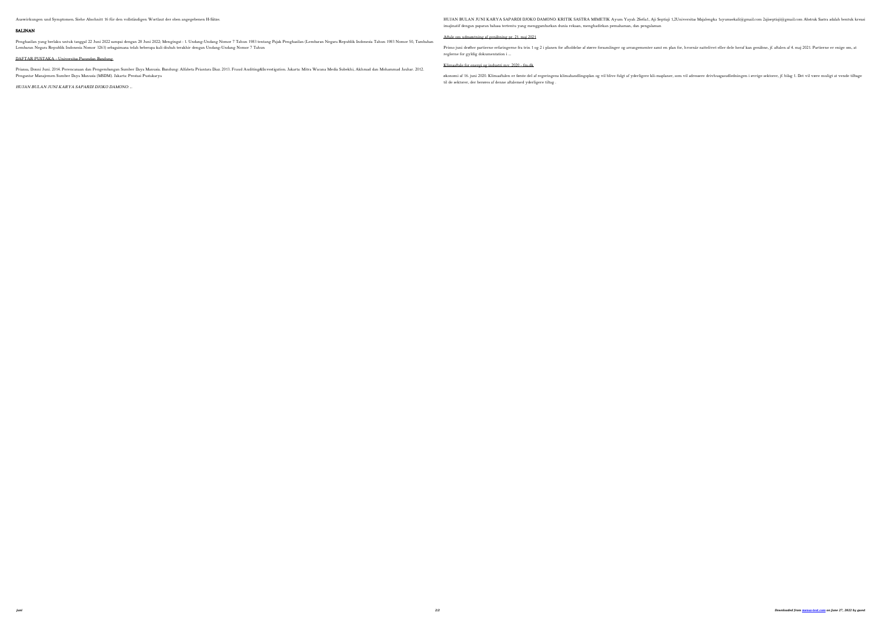Auswirkungen und Symptomen. Siehe Abschnitt 16 für den vollständigen Wortlaut der oben angegebenen H-Sätze.

## SALINAN

Penghasilan yang berlaku untuk tanggal 22 Juni 2022 sampai dengan 28 Juni 2022. Mengingat : 1. Undang-Undang Nomor 7 Tahun 1983 tentang Pajak Penghasilan (Lembaran Negara Republik Indonesia Tahun 1983 Nomor 50, Tambahan Lembaran Negara Republik Indonesia Nomor 3263) sebagaimana telah beberapa kali diubah terakhir dengan Undang-Undang Nomor 7 Tahun

DAFTAR PUSTAKA - Universitas Pasundan Bandung

Priansa, Donni Juni. 2014. Perencanaan dan Pengembangan Sumber Daya Manusia. Bandung: Alfabeta Priantara Diaz. 2013. Fraud Auditing&Investigation. Jakarta: Mitra Warana Media Subekhi, Akhmad dan Mohammad Jauhar. 2012. Pengantar Manajemen Sumber Daya Manusia (MSDM). Jakarta: Prestasi Pustakarya

*HUJAN BULAN JUNI KARYA SAPARDI DJOKO DAMONO: ...*

HUJAN BULAN JUNI KARYA SAPARDI DJOKO DAMONO: KRITIK SASTRA MIMETIK Aysum Yayah 2Sefia1, Aji Septiaji 1,2Universitas Majalengka 1aysumsekali@gmail.com 2ajiseptiaji@gmail.com Abstrak Sastra adalah bentuk kreasi imajinatif dengan paparan bahasa tertentu yang menggambarkan dunia rekaan, menghadirkan pemahaman, dan pengalaman

Aftale om udmøntning af genåbning pr. 21. maj 2021

Primo juni drøfter partierne erfaringerne fra trin 1 og 2 i planen for afholdelse af større forsamlinger og arrangementer samt en plan for, hvornår natteliv et eller dele heraf kan genåbne, jf. aftalen af 4. maj 2021. Partierne er enige om, at reglerne for gyldig dokumentation i …

Klimaaftale for energi og industri m.v. 2020 - fm.dk

økonomi af 16. juni 2020. Klimaaftalen er første del af regeringens klimahandlingsplan og vil blive fulgt af yderligere kli-maplaner, som vil adressere drivhusgasudledningen i øvrige sektorer, jf. bilag 1. Det vil være muligt at vende tilbage til de sektorer, der berøres af denne aftalemed yderligere tiltag .